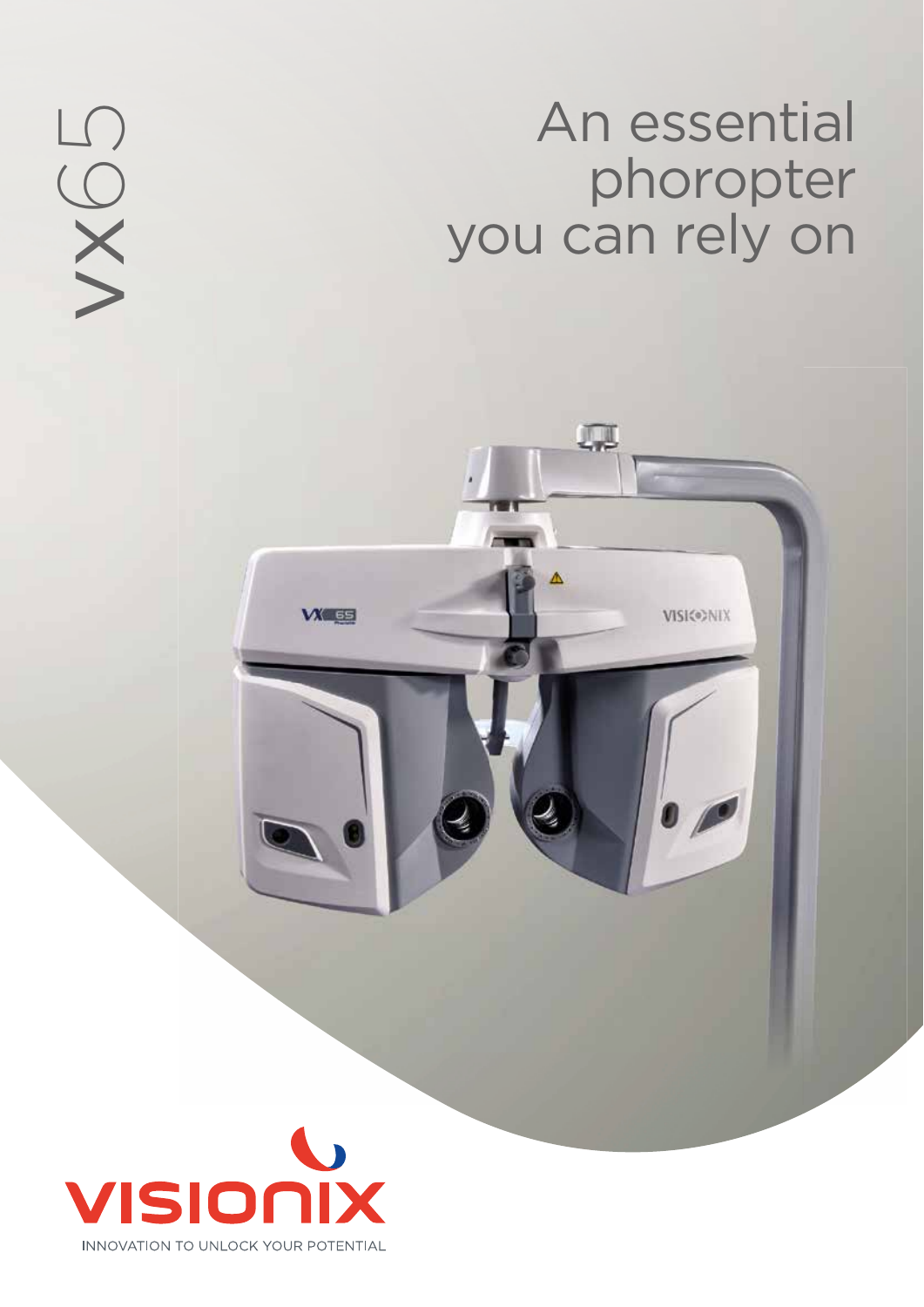VX65

# An essential phoropter you can rely on

VISIONIX

INNOVATION TO UNLOCK YOUR POTENTIAL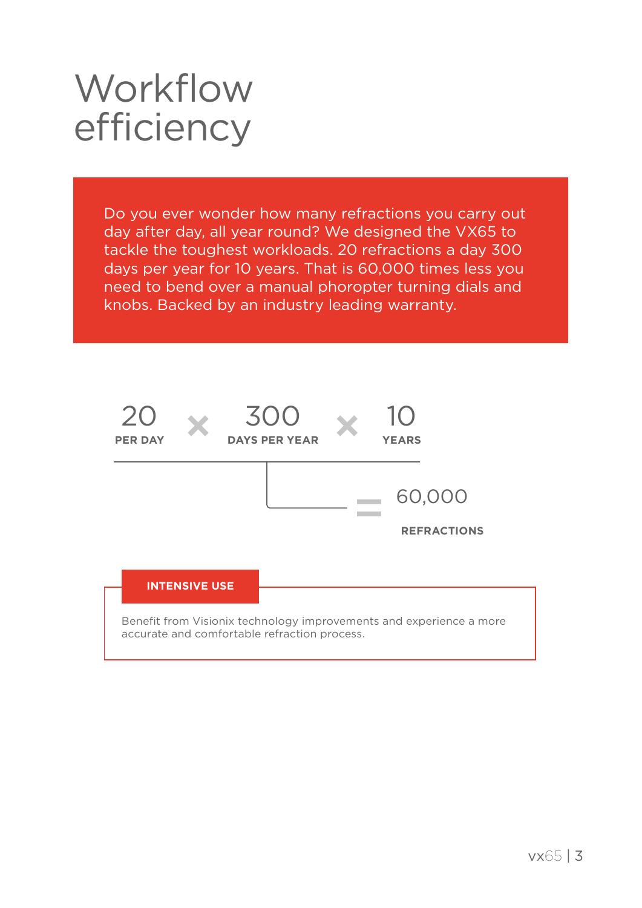# Workflow efficiency

Do you ever wonder how many refractions you carry out day after day, all year round? We designed the VX65 to tackle the toughest workloads. 20 refractions a day 300 days per year for 10 years. That is 60,000 times less you need to bend over a manual phoropter turning dials and knobs. Backed by an industry leading warranty.

20 PER DAY × 300 DAYS PER YEAR × 10 YEARS = 60,000 REFRACTIONS

**INTENSIVE USE**

Benefit from Visionix technology improvements and experience a more accurate and comfortable refraction process.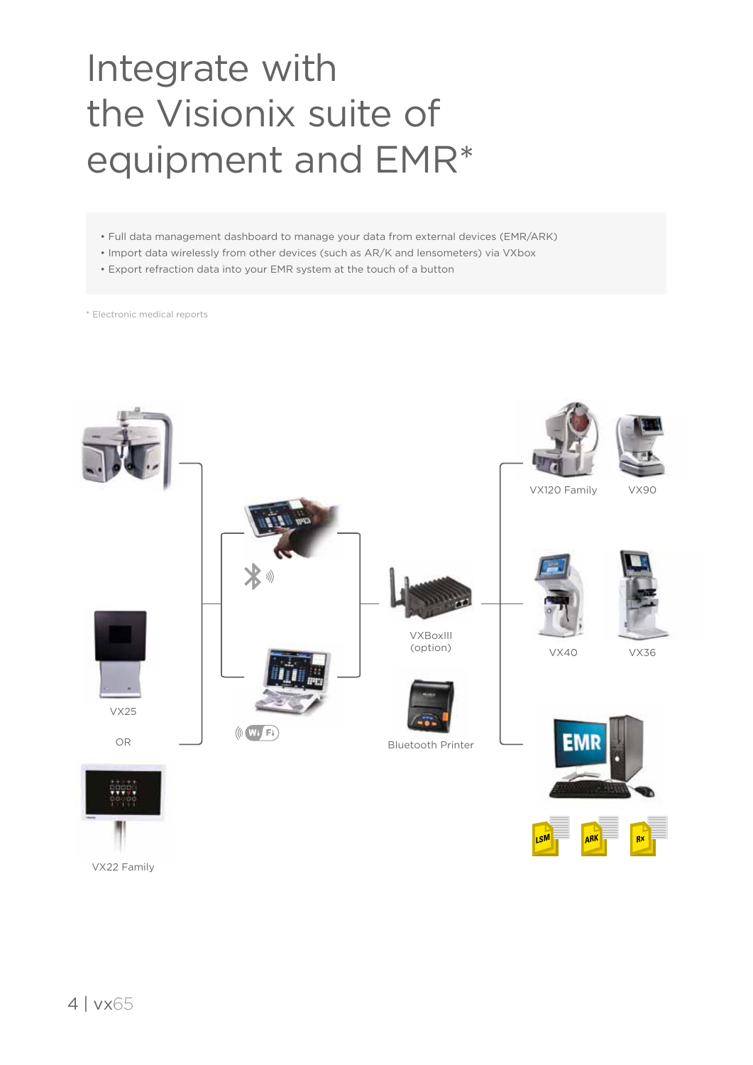# Integrate with the Visionix suite of equipment and EMR*

- Full data management dashboard to manage your data from external devices (EMR/ARK)
- Import data wirelessly from other devices (such as AR/K and lensometers) via VXbox
- Export refraction data into your EMR system at the touch of a button

\* Electronic medical reports

VX25

OR

VX22 Family

VXBoxIII (option)

Bluetooth Printer

VX120 Family

VX90

VX40

VX36

EMR

LSM

ARK

Rx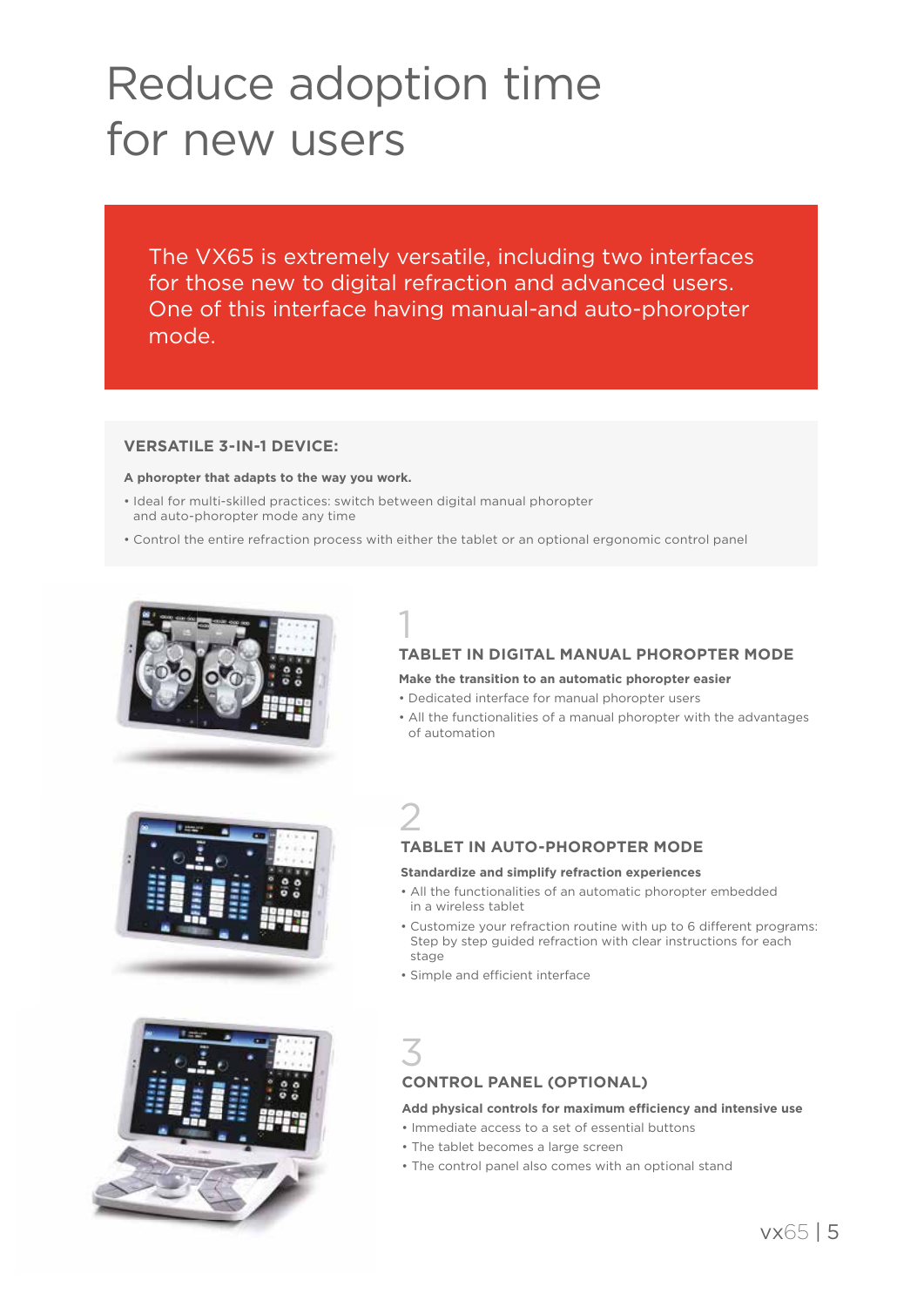# Reduce adoption time for new users

The VX65 is extremely versatile, including two interfaces for those new to digital refraction and advanced users. One of this interface having manual-and auto-phoropter mode.

## VERSATILE 3-IN-1 DEVICE:

**A phoropter that adapts to the way you work.**

- Ideal for multi-skilled practices: switch between digital manual phoropter and auto-phoropter mode any time
- Control the entire refraction process with either the tablet or an optional ergonomic control panel

1

### TABLET IN DIGITAL MANUAL PHOROPTER MODE

**Make the transition to an automatic phoropter easier**

- Dedicated interface for manual phoropter users
- All the functionalities of a manual phoropter with the advantages of automation

2

### TABLET IN AUTO-PHOROPTER MODE

**Standardize and simplify refraction experiences**

- All the functionalities of an automatic phoropter embedded in a wireless tablet
- Customize your refraction routine with up to 6 different programs: Step by step guided refraction with clear instructions for each stage
- Simple and efficient interface

3

### CONTROL PANEL (OPTIONAL)

**Add physical controls for maximum efficiency and intensive use**

- Immediate access to a set of essential buttons
- The tablet becomes a large screen
- The control panel also comes with an optional stand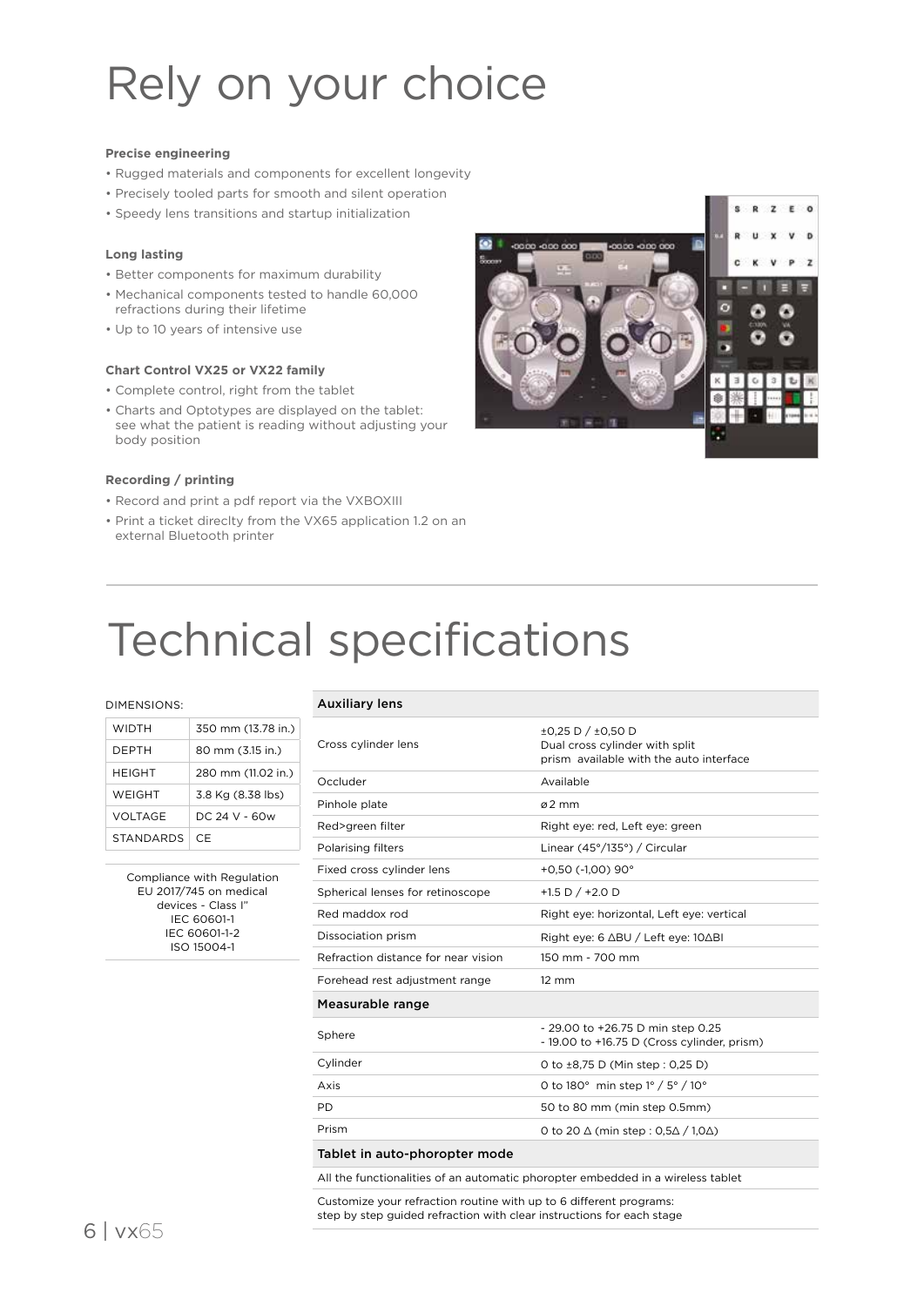# Rely on your choice

**Precise engineering**

- Rugged materials and components for excellent longevity
- Precisely tooled parts for smooth and silent operation
- Speedy lens transitions and startup initialization

**Long lasting**

- Better components for maximum durability
- Mechanical components tested to handle 60,000 refractions during their lifetime
- Up to 10 years of intensive use

**Chart Control VX25 or VX22 family**

- Complete control, right from the tablet
- Charts and Optotypes are displayed on the tablet: see what the patient is reading without adjusting your body position

**Recording / printing**

- Record and print a pdf report via the VXBOXIII
- Print a ticket direclty from the VX65 application 1.2 on an external Bluetooth printer

# Technical specifications

DIMENSIONS:

| | |
|---|---|
| WIDTH | 350 mm (13.78 in.) |
| DEPTH | 80 mm (3.15 in.) |
| HEIGHT | 280 mm (11.02 in.) |
| WEIGHT | 3.8 Kg (8.38 lbs) |
| VOLTAGE | DC 24 V - 60w |
| STANDARDS | CE |

Compliance with Regulation EU 2017/745 on medical devices - Class I"
IEC 60601-1
IEC 60601-1-2
ISO 15004-1

| Auxiliary lens | |
|---|---|
| Cross cylinder lens | ±0,25 D / ±0,50 D<br>Dual cross cylinder with split prism available with the auto interface |
| Occluder | Available |
| Pinhole plate | ø 2 mm |
| Red>green filter | Right eye: red, Left eye: green |
| Polarising filters | Linear (45°/135°) / Circular |
| Fixed cross cylinder lens | +0,50 (-1,00) 90° |
| Spherical lenses for retinoscope | +1.5 D / +2.0 D |
| Red maddox rod | Right eye: horizontal, Left eye: vertical |
| Dissociation prism | Right eye: 6 ΔBU / Left eye: 10ΔBI |
| Refraction distance for near vision | 150 mm - 700 mm |
| Forehead rest adjustment range | 12 mm |
| **Measurable range** | |
| Sphere | - 29.00 to +26.75 D min step 0.25<br>- 19.00 to +16.75 D (Cross cylinder, prism) |
| Cylinder | 0 to ±8,75 D (Min step : 0,25 D) |
| Axis | 0 to 180° min step 1° / 5° / 10° |
| PD | 50 to 80 mm (min step 0.5mm) |
| Prism | 0 to 20 Δ (min step : 0,5Δ / 1,0Δ) |
| **Tablet in auto-phoropter mode** | |
| All the functionalities of an automatic phoropter embedded in a wireless tablet | |
| Customize your refraction routine with up to 6 different programs:<br>step by step guided refraction with clear instructions for each stage | |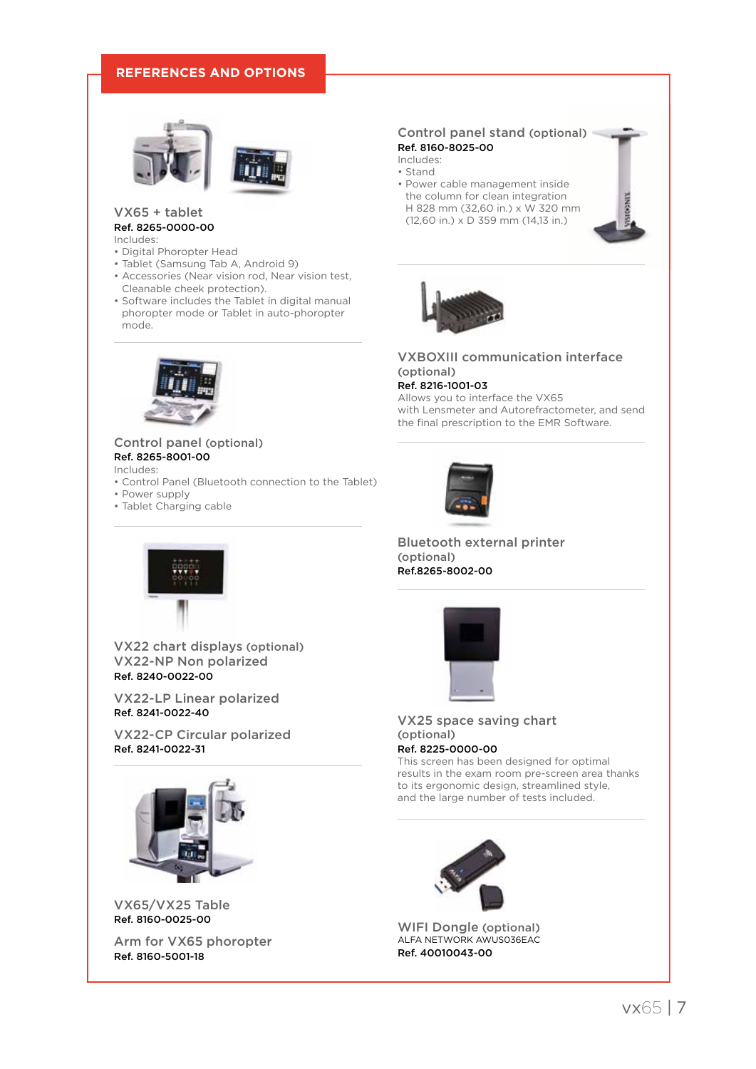## REFERENCES AND OPTIONS

### VX65 + tablet

**Ref. 8265-0000-00**

Includes:

- Digital Phoropter Head
- Tablet (Samsung Tab A, Android 9)
- Accessories (Near vision rod, Near vision test, Cleanable cheek protection).
- Software includes the Tablet in digital manual phoropter mode or Tablet in auto-phoropter mode.

### Control panel (optional)

**Ref. 8265-8001-00**

Includes:

- Control Panel (Bluetooth connection to the Tablet)
- Power supply
- Tablet Charging cable

### VX22 chart displays (optional)

### VX22-NP Non polarized

**Ref. 8240-0022-00**

### VX22-LP Linear polarized

**Ref. 8241-0022-40**

### VX22-CP Circular polarized

**Ref. 8241-0022-31**

### VX65/VX25 Table

**Ref. 8160-0025-00**

### Arm for VX65 phoropter

**Ref. 8160-5001-18**

### Control panel stand (optional)

**Ref. 8160-8025-00**

Includes:

- Stand
- Power cable management inside the column for clean integration H 828 mm (32,60 in.) x W 320 mm (12,60 in.) x D 359 mm (14,13 in.)

### VXBOXIII communication interface (optional)

**Ref. 8216-1001-03**

Allows you to interface the VX65 with Lensmeter and Autorefractometer, and send the final prescription to the EMR Software.

### Bluetooth external printer (optional)

**Ref.8265-8002-00**

### VX25 space saving chart (optional)

**Ref. 8225-0000-00**

This screen has been designed for optimal results in the exam room pre-screen area thanks to its ergonomic design, streamlined style, and the large number of tests included.

### WIFI Dongle (optional)

ALFA NETWORK AWUS036EAC

**Ref. 40010043-00**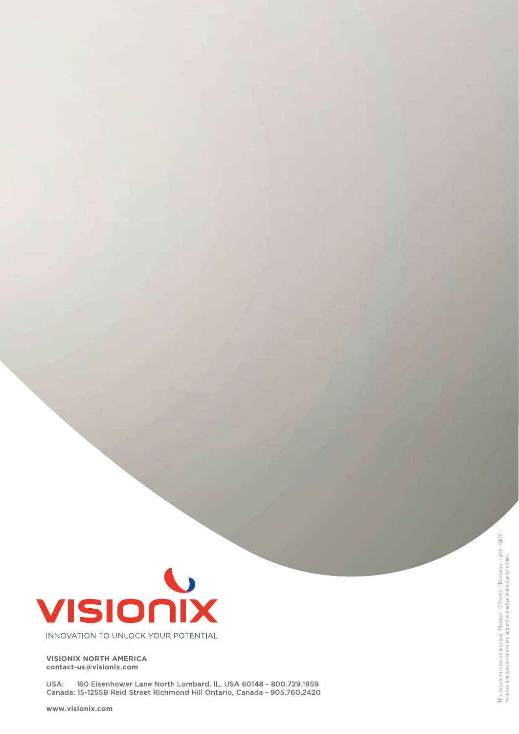VISIONIX

INNOVATION TO UNLOCK YOUR POTENTIAL

**VISIONIX NORTH AMERICA**
**contact-us@visionix.com**

USA: 160 Eisenhower Lane North Lombard, IL, USA 60148 - 800.729.1959
Canada: 15-1255B Reid Street Richmond Hill Ontario, Canada - 905.760.2420

**www.visionix.com**

This document is not contractual. ©kosept - ©Photos: E.Bienvenu - ind10 - 03/22 - Features and specifications are subject to change without prior notice.